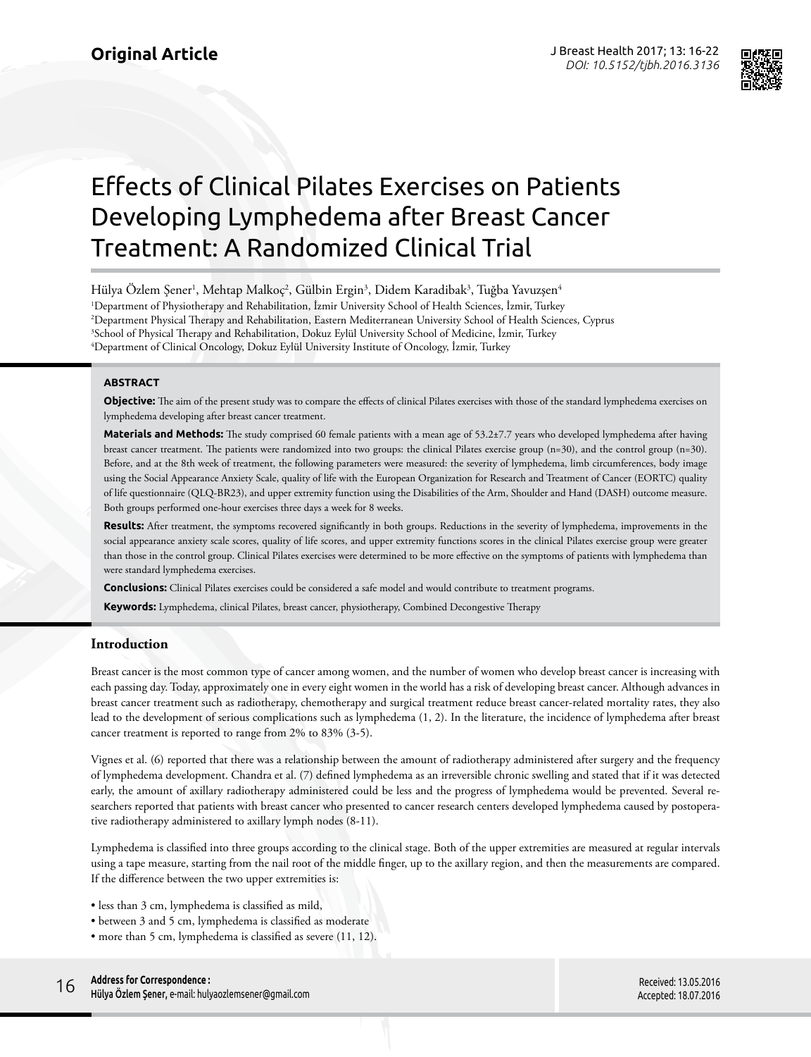Original Article

# Effects of Clinical Pilates Exercises on Patients Developing Lymphedema after Breast Cancer Treatment: A Randomized Clinical Trial

Hülya Özlem Şener[1], Mehtap Malkoç[2], Gülbin Ergin[3], Didem Karadibak[3], Tuğba Yavuzşen[4]

[1]Department of Physiotherapy and Rehabilitation, İzmir University School of Health Sciences, İzmir, Turkey
[2]Department Physical Therapy and Rehabilitation, Eastern Mediterranean University School of Health Sciences, Cyprus
[3]School of Physical Therapy and Rehabilitation, Dokuz Eylül University School of Medicine, İzmir, Turkey
[4]Department of Clinical Oncology, Dokuz Eylül University Institute of Oncology, İzmir, Turkey

## ABSTRACT

**Objective:** The aim of the present study was to compare the effects of clinical Pilates exercises with those of the standard lymphedema exercises on lymphedema developing after breast cancer treatment.

**Materials and Methods:** The study comprised 60 female patients with a mean age of 53.2±7.7 years who developed lymphedema after having breast cancer treatment. The patients were randomized into two groups: the clinical Pilates exercise group (n=30), and the control group (n=30). Before, and at the 8th week of treatment, the following parameters were measured: the severity of lymphedema, limb circumferences, body image using the Social Appearance Anxiety Scale, quality of life with the European Organization for Research and Treatment of Cancer (EORTC) quality of life questionnaire (QLQ-BR23), and upper extremity function using the Disabilities of the Arm, Shoulder and Hand (DASH) outcome measure. Both groups performed one-hour exercises three days a week for 8 weeks.

**Results:** After treatment, the symptoms recovered significantly in both groups. Reductions in the severity of lymphedema, improvements in the social appearance anxiety scale scores, quality of life scores, and upper extremity functions scores in the clinical Pilates exercise group were greater than those in the control group. Clinical Pilates exercises were determined to be more effective on the symptoms of patients with lymphedema than were standard lymphedema exercises.

**Conclusions:** Clinical Pilates exercises could be considered a safe model and would contribute to treatment programs.

**Keywords:** Lymphedema, clinical Pilates, breast cancer, physiotherapy, Combined Decongestive Therapy

## Introduction

Breast cancer is the most common type of cancer among women, and the number of women who develop breast cancer is increasing with each passing day. Today, approximately one in every eight women in the world has a risk of developing breast cancer. Although advances in breast cancer treatment such as radiotherapy, chemotherapy and surgical treatment reduce breast cancer-related mortality rates, they also lead to the development of serious complications such as lymphedema (1, 2). In the literature, the incidence of lymphedema after breast cancer treatment is reported to range from 2% to 83% (3-5).

Vignes et al. (6) reported that there was a relationship between the amount of radiotherapy administered after surgery and the frequency of lymphedema development. Chandra et al. (7) defined lymphedema as an irreversible chronic swelling and stated that if it was detected early, the amount of axillary radiotherapy administered could be less and the progress of lymphedema would be prevented. Several researchers reported that patients with breast cancer who presented to cancer research centers developed lymphedema caused by postoperative radiotherapy administered to axillary lymph nodes (8-11).

Lymphedema is classified into three groups according to the clinical stage. Both of the upper extremities are measured at regular intervals using a tape measure, starting from the nail root of the middle finger, up to the axillary region, and then the measurements are compared. If the difference between the two upper extremities is:

- less than 3 cm, lymphedema is classified as mild,
- between 3 and 5 cm, lymphedema is classified as moderate
- more than 5 cm, lymphedema is classified as severe (11, 12).

**Address for Correspondence :**
Hülya Özlem Şener, e-mail: hulyaozlemsener@gmail.com

Received: 13.05.2016
Accepted: 18.07.2016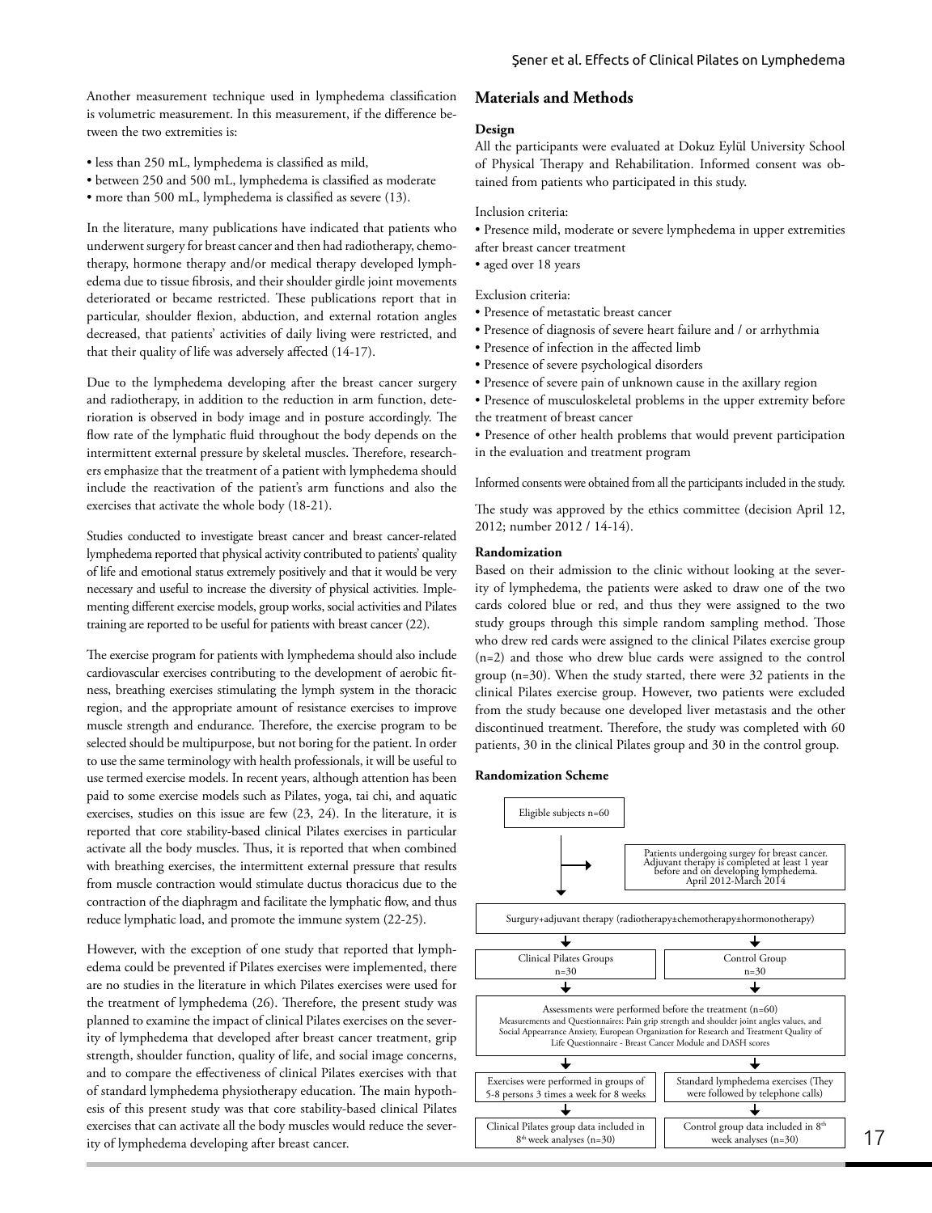Another measurement technique used in lymphedema classification is volumetric measurement. In this measurement, if the difference between the two extremities is:

- less than 250 mL, lymphedema is classified as mild,
- between 250 and 500 mL, lymphedema is classified as moderate
- more than 500 mL, lymphedema is classified as severe (13).

In the literature, many publications have indicated that patients who underwent surgery for breast cancer and then had radiotherapy, chemotherapy, hormone therapy and/or medical therapy developed lymphedema due to tissue fibrosis, and their shoulder girdle joint movements deteriorated or became restricted. These publications report that in particular, shoulder flexion, abduction, and external rotation angles decreased, that patients' activities of daily living were restricted, and that their quality of life was adversely affected (14-17).

Due to the lymphedema developing after the breast cancer surgery and radiotherapy, in addition to the reduction in arm function, deterioration is observed in body image and in posture accordingly. The flow rate of the lymphatic fluid throughout the body depends on the intermittent external pressure by skeletal muscles. Therefore, researchers emphasize that the treatment of a patient with lymphedema should include the reactivation of the patient's arm functions and also the exercises that activate the whole body (18-21).

Studies conducted to investigate breast cancer and breast cancer-related lymphedema reported that physical activity contributed to patients' quality of life and emotional status extremely positively and that it would be very necessary and useful to increase the diversity of physical activities. Implementing different exercise models, group works, social activities and Pilates training are reported to be useful for patients with breast cancer (22).

The exercise program for patients with lymphedema should also include cardiovascular exercises contributing to the development of aerobic fitness, breathing exercises stimulating the lymph system in the thoracic region, and the appropriate amount of resistance exercises to improve muscle strength and endurance. Therefore, the exercise program to be selected should be multipurpose, but not boring for the patient. In order to use the same terminology with health professionals, it will be useful to use termed exercise models. In recent years, although attention has been paid to some exercise models such as Pilates, yoga, tai chi, and aquatic exercises, studies on this issue are few (23, 24). In the literature, it is reported that core stability-based clinical Pilates exercises in particular activate all the body muscles. Thus, it is reported that when combined with breathing exercises, the intermittent external pressure that results from muscle contraction would stimulate ductus thoracicus due to the contraction of the diaphragm and facilitate the lymphatic flow, and thus reduce lymphatic load, and promote the immune system (22-25).

However, with the exception of one study that reported that lymphedema could be prevented if Pilates exercises were implemented, there are no studies in the literature in which Pilates exercises were used for the treatment of lymphedema (26). Therefore, the present study was planned to examine the impact of clinical Pilates exercises on the severity of lymphedema that developed after breast cancer treatment, grip strength, shoulder function, quality of life, and social image concerns, and to compare the effectiveness of clinical Pilates exercises with that of standard lymphedema physiotherapy education. The main hypothesis of this present study was that core stability-based clinical Pilates exercises that can activate all the body muscles would reduce the severity of lymphedema developing after breast cancer.

## Materials and Methods

### Design

All the participants were evaluated at Dokuz Eylül University School of Physical Therapy and Rehabilitation. Informed consent was obtained from patients who participated in this study.

Inclusion criteria:

- Presence mild, moderate or severe lymphedema in upper extremities after breast cancer treatment
- aged over 18 years

Exclusion criteria:

- Presence of metastatic breast cancer
- Presence of diagnosis of severe heart failure and / or arrhythmia
- Presence of infection in the affected limb
- Presence of severe psychological disorders
- Presence of severe pain of unknown cause in the axillary region
- Presence of musculoskeletal problems in the upper extremity before the treatment of breast cancer
- Presence of other health problems that would prevent participation in the evaluation and treatment program

Informed consents were obtained from all the participants included in the study.

The study was approved by the ethics committee (decision April 12, 2012; number 2012 / 14-14).

### Randomization

Based on their admission to the clinic without looking at the severity of lymphedema, the patients were asked to draw one of the two cards colored blue or red, and thus they were assigned to the two study groups through this simple random sampling method. Those who drew red cards were assigned to the clinical Pilates exercise group (n=2) and those who drew blue cards were assigned to the control group (n=30). When the study started, there were 32 patients in the clinical Pilates exercise group. However, two patients were excluded from the study because one developed liver metastasis and the other discontinued treatment. Therefore, the study was completed with 60 patients, 30 in the clinical Pilates group and 30 in the control group.

### Randomization Scheme

Eligible subjects n=60

→ Patients undergoing surgey for breast cancer. Adjuvant therapy is completed at least 1 year before and on developing lymphedema. April 2012-March 2014

Surgury+adjuvant therapy (radiotherapy±chemotherapy±hormonotherapy)

| Clinical Pilates Groups n=30 | Control Group n=30 |
|---|---|

Assessments were performed before the treatment (n=60)
Measurements and Questionnaires: Pain grip strength and shoulder joint angles values, and Social Appearrance Anxiety, European Organization for Research and Treatment Quality of Life Questionnaire - Breast Cancer Module and DASH scores

| Exercises were performed in groups of 5-8 persons 3 times a week for 8 weeks | Standard lymphedema exercises (They were followed by telephone calls) |
|---|---|
| Clinical Pilates group data included in 8th week analyses (n=30) | Control group data included in 8th week analyses (n=30) |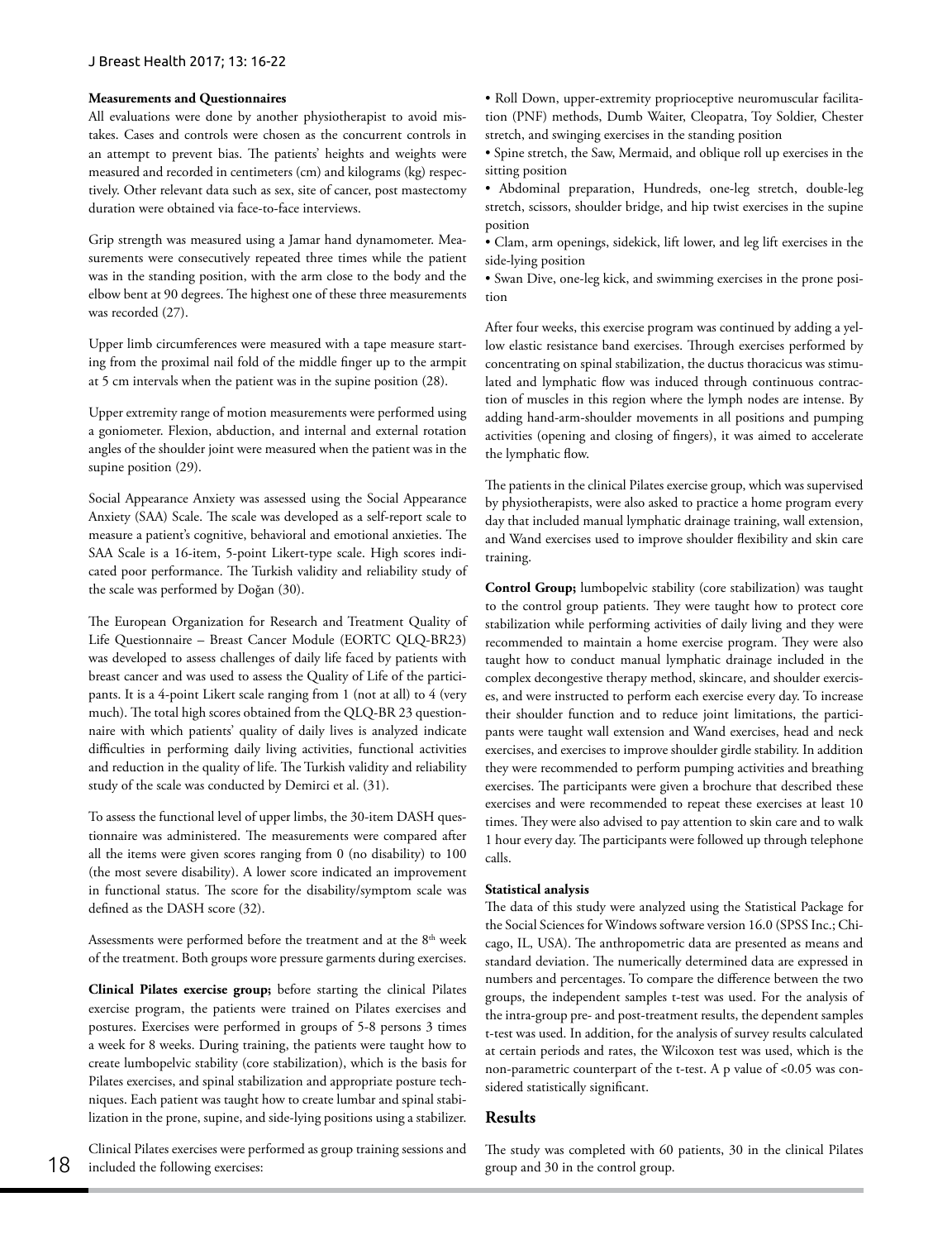#### Measurements and Questionnaires

All evaluations were done by another physiotherapist to avoid mistakes. Cases and controls were chosen as the concurrent controls in an attempt to prevent bias. The patients' heights and weights were measured and recorded in centimeters (cm) and kilograms (kg) respectively. Other relevant data such as sex, site of cancer, post mastectomy duration were obtained via face-to-face interviews.

Grip strength was measured using a Jamar hand dynamometer. Measurements were consecutively repeated three times while the patient was in the standing position, with the arm close to the body and the elbow bent at 90 degrees. The highest one of these three measurements was recorded (27).

Upper limb circumferences were measured with a tape measure starting from the proximal nail fold of the middle finger up to the armpit at 5 cm intervals when the patient was in the supine position (28).

Upper extremity range of motion measurements were performed using a goniometer. Flexion, abduction, and internal and external rotation angles of the shoulder joint were measured when the patient was in the supine position (29).

Social Appearance Anxiety was assessed using the Social Appearance Anxiety (SAA) Scale. The scale was developed as a self-report scale to measure a patient's cognitive, behavioral and emotional anxieties. The SAA Scale is a 16-item, 5-point Likert-type scale. High scores indicated poor performance. The Turkish validity and reliability study of the scale was performed by Doğan (30).

The European Organization for Research and Treatment Quality of Life Questionnaire – Breast Cancer Module (EORTC QLQ-BR23) was developed to assess challenges of daily life faced by patients with breast cancer and was used to assess the Quality of Life of the participants. It is a 4-point Likert scale ranging from 1 (not at all) to 4 (very much). The total high scores obtained from the QLQ-BR 23 questionnaire with which patients' quality of daily lives is analyzed indicate difficulties in performing daily living activities, functional activities and reduction in the quality of life. The Turkish validity and reliability study of the scale was conducted by Demirci et al. (31).

To assess the functional level of upper limbs, the 30-item DASH questionnaire was administered. The measurements were compared after all the items were given scores ranging from 0 (no disability) to 100 (the most severe disability). A lower score indicated an improvement in functional status. The score for the disability/symptom scale was defined as the DASH score (32).

Assessments were performed before the treatment and at the 8th week of the treatment. Both groups wore pressure garments during exercises.

**Clinical Pilates exercise group;** before starting the clinical Pilates exercise program, the patients were trained on Pilates exercises and postures. Exercises were performed in groups of 5-8 persons 3 times a week for 8 weeks. During training, the patients were taught how to create lumbopelvic stability (core stabilization), which is the basis for Pilates exercises, and spinal stabilization and appropriate posture techniques. Each patient was taught how to create lumbar and spinal stabilization in the prone, supine, and side-lying positions using a stabilizer.

Clinical Pilates exercises were performed as group training sessions and included the following exercises:

- Roll Down, upper-extremity proprioceptive neuromuscular facilitation (PNF) methods, Dumb Waiter, Cleopatra, Toy Soldier, Chester stretch, and swinging exercises in the standing position
- Spine stretch, the Saw, Mermaid, and oblique roll up exercises in the sitting position
- Abdominal preparation, Hundreds, one-leg stretch, double-leg stretch, scissors, shoulder bridge, and hip twist exercises in the supine position
- Clam, arm openings, sidekick, lift lower, and leg lift exercises in the side-lying position
- Swan Dive, one-leg kick, and swimming exercises in the prone position

After four weeks, this exercise program was continued by adding a yellow elastic resistance band exercises. Through exercises performed by concentrating on spinal stabilization, the ductus thoracicus was stimulated and lymphatic flow was induced through continuous contraction of muscles in this region where the lymph nodes are intense. By adding hand-arm-shoulder movements in all positions and pumping activities (opening and closing of fingers), it was aimed to accelerate the lymphatic flow.

The patients in the clinical Pilates exercise group, which was supervised by physiotherapists, were also asked to practice a home program every day that included manual lymphatic drainage training, wall extension, and Wand exercises used to improve shoulder flexibility and skin care training.

**Control Group;** lumbopelvic stability (core stabilization) was taught to the control group patients. They were taught how to protect core stabilization while performing activities of daily living and they were recommended to maintain a home exercise program. They were also taught how to conduct manual lymphatic drainage included in the complex decongestive therapy method, skincare, and shoulder exercises, and were instructed to perform each exercise every day. To increase their shoulder function and to reduce joint limitations, the participants were taught wall extension and Wand exercises, head and neck exercises, and exercises to improve shoulder girdle stability. In addition they were recommended to perform pumping activities and breathing exercises. The participants were given a brochure that described these exercises and were recommended to repeat these exercises at least 10 times. They were also advised to pay attention to skin care and to walk 1 hour every day. The participants were followed up through telephone calls.

#### Statistical analysis

The data of this study were analyzed using the Statistical Package for the Social Sciences for Windows software version 16.0 (SPSS Inc.; Chicago, IL, USA). The anthropometric data are presented as means and standard deviation. The numerically determined data are expressed in numbers and percentages. To compare the difference between the two groups, the independent samples t-test was used. For the analysis of the intra-group pre- and post-treatment results, the dependent samples t-test was used. In addition, for the analysis of survey results calculated at certain periods and rates, the Wilcoxon test was used, which is the non-parametric counterpart of the t-test. A p value of $<0.05$ was considered statistically significant.

## Results

The study was completed with 60 patients, 30 in the clinical Pilates group and 30 in the control group.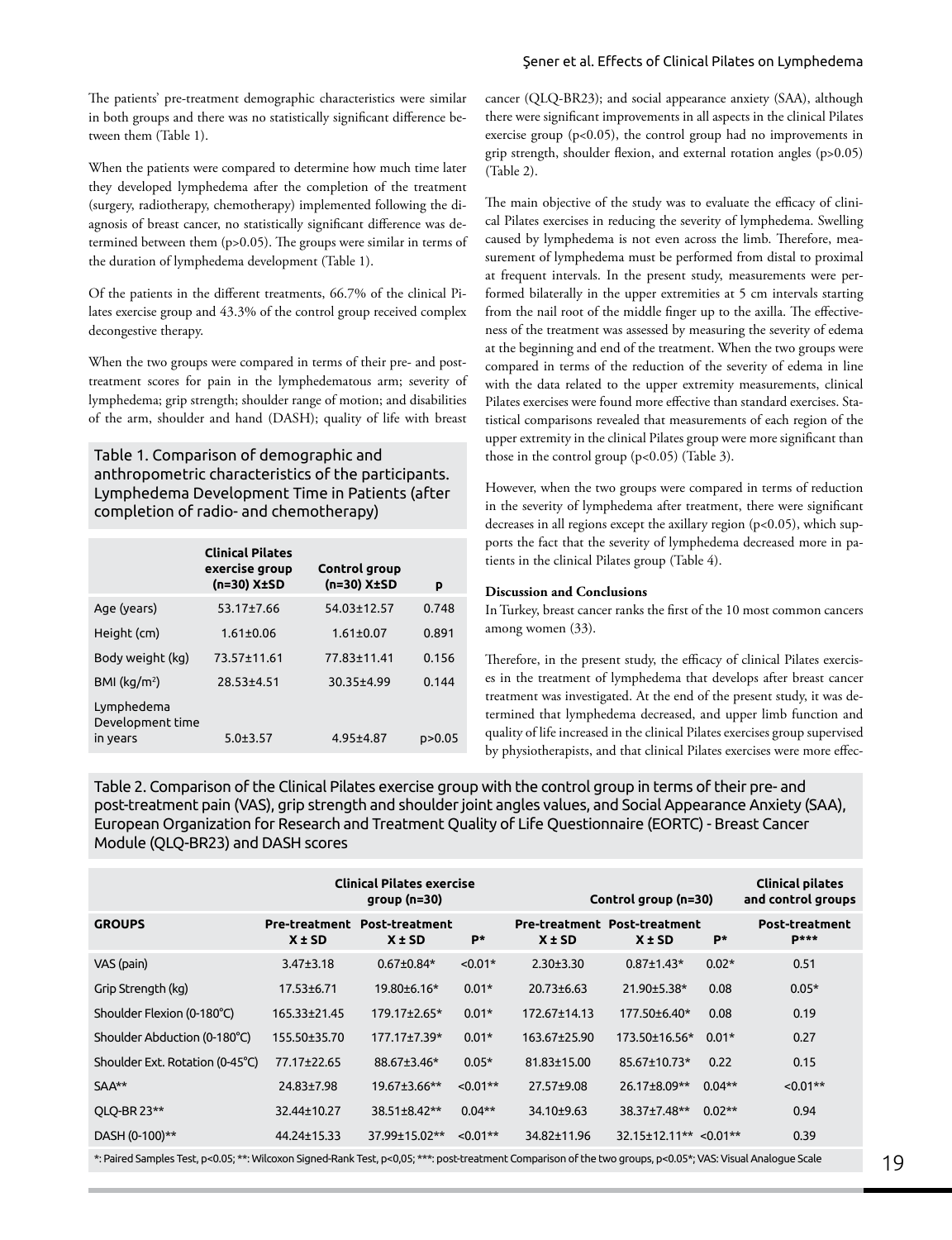The patients' pre-treatment demographic characteristics were similar in both groups and there was no statistically significant difference between them (Table 1).

When the patients were compared to determine how much time later they developed lymphedema after the completion of the treatment (surgery, radiotherapy, chemotherapy) implemented following the diagnosis of breast cancer, no statistically significant difference was determined between them (p>0.05). The groups were similar in terms of the duration of lymphedema development (Table 1).

Of the patients in the different treatments, 66.7% of the clinical Pilates exercise group and 43.3% of the control group received complex decongestive therapy.

When the two groups were compared in terms of their pre- and post-treatment scores for pain in the lymphedematous arm; severity of lymphedema; grip strength; shoulder range of motion; and disabilities of the arm, shoulder and hand (DASH); quality of life with breast cancer (QLQ-BR23); and social appearance anxiety (SAA), although there were significant improvements in all aspects in the clinical Pilates exercise group (p<0.05), the control group had no improvements in grip strength, shoulder flexion, and external rotation angles (p>0.05) (Table 2).

Table 1. Comparison of demographic and anthropometric characteristics of the participants. Lymphedema Development Time in Patients (after completion of radio- and chemotherapy)

| | Clinical Pilates exercise group (n=30) X±SD | Control group (n=30) X±SD | p |
|---|---|---|---|
| Age (years) | 53.17±7.66 | 54.03±12.57 | 0.748 |
| Height (cm) | 1.61±0.06 | 1.61±0.07 | 0.891 |
| Body weight (kg) | 73.57±11.61 | 77.83±11.41 | 0.156 |
| BMI (kg/m²) | 28.53±4.51 | 30.35±4.99 | 0.144 |
| Lymphedema Development time in years | 5.0±3.57 | 4.95±4.87 | p>0.05 |

The main objective of the study was to evaluate the efficacy of clinical Pilates exercises in reducing the severity of lymphedema. Swelling caused by lymphedema is not even across the limb. Therefore, measurement of lymphedema must be performed from distal to proximal at frequent intervals. In the present study, measurements were performed bilaterally in the upper extremities at 5 cm intervals starting from the nail root of the middle finger up to the axilla. The effectiveness of the treatment was assessed by measuring the severity of edema at the beginning and end of the treatment. When the two groups were compared in terms of the reduction of the severity of edema in line with the data related to the upper extremity measurements, clinical Pilates exercises were found more effective than standard exercises. Statistical comparisons revealed that measurements of each region of the upper extremity in the clinical Pilates group were more significant than those in the control group (p<0.05) (Table 3).

However, when the two groups were compared in terms of reduction in the severity of lymphedema after treatment, there were significant decreases in all regions except the axillary region (p<0.05), which supports the fact that the severity of lymphedema decreased more in patients in the clinical Pilates group (Table 4).

## Discussion and Conclusions

In Turkey, breast cancer ranks the first of the 10 most common cancers among women (33).

Therefore, in the present study, the efficacy of clinical Pilates exercises in the treatment of lymphedema that develops after breast cancer treatment was investigated. At the end of the present study, it was determined that lymphedema decreased, and upper limb function and quality of life increased in the clinical Pilates exercises group supervised by physiotherapists, and that clinical Pilates exercises were more effec-

Table 2. Comparison of the Clinical Pilates exercise group with the control group in terms of their pre- and post-treatment pain (VAS), grip strength and shoulder joint angles values, and Social Appearance Anxiety (SAA), European Organization for Research and Treatment Quality of Life Questionnaire (EORTC) - Breast Cancer Module (QLQ-BR23) and DASH scores

| | Clinical Pilates exercise group (n=30) | | | Control group (n=30) | | | Clinical pilates and control groups |
|---|---|---|---|---|---|---|---|
| GROUPS | Pre-treatment X ± SD | Post-treatment X ± SD | P* | Pre-treatment X ± SD | Post-treatment X ± SD | P* | Post-treatment P*** |
| VAS (pain) | 3.47±3.18 | 0.67±0.84* | <0.01* | 2.30±3.30 | 0.87±1.43* | 0.02* | 0.51 |
| Grip Strength (kg) | 17.53±6.71 | 19.80±6.16* | 0.01* | 20.73±6.63 | 21.90±5.38* | 0.08 | 0.05* |
| Shoulder Flexion (0-180˚C) | 165.33±21.45 | 179.17±2.65* | 0.01* | 172.67±14.13 | 177.50±6.40* | 0.08 | 0.19 |
| Shoulder Abduction (0-180˚C) | 155.50±35.70 | 177.17±7.39* | 0.01* | 163.67±25.90 | 173.50±16.56* | 0.01* | 0.27 |
| Shoulder Ext. Rotation (0-45˚C) | 77.17±22.65 | 88.67±3.46* | 0.05* | 81.83±15.00 | 85.67±10.73* | 0.22 | 0.15 |
| SAA** | 24.83±7.98 | 19.67±3.66** | <0.01** | 27.57±9.08 | 26.17±8.09** | 0.04** | <0.01** |
| QLQ-BR 23** | 32.44±10.27 | 38.51±8.42** | 0.04** | 34.10±9.63 | 38.37±7.48** | 0.02** | 0.94 |
| DASH (0-100)** | 44.24±15.33 | 37.99±15.02** | <0.01** | 34.82±11.96 | 32.15±12.11** | <0.01** | 0.39 |

*: Paired Samples Test, p<0.05; **: Wilcoxon Signed-Rank Test, p<0,05; ***: post-treatment Comparison of the two groups, p<0.05*; VAS: Visual Analogue Scale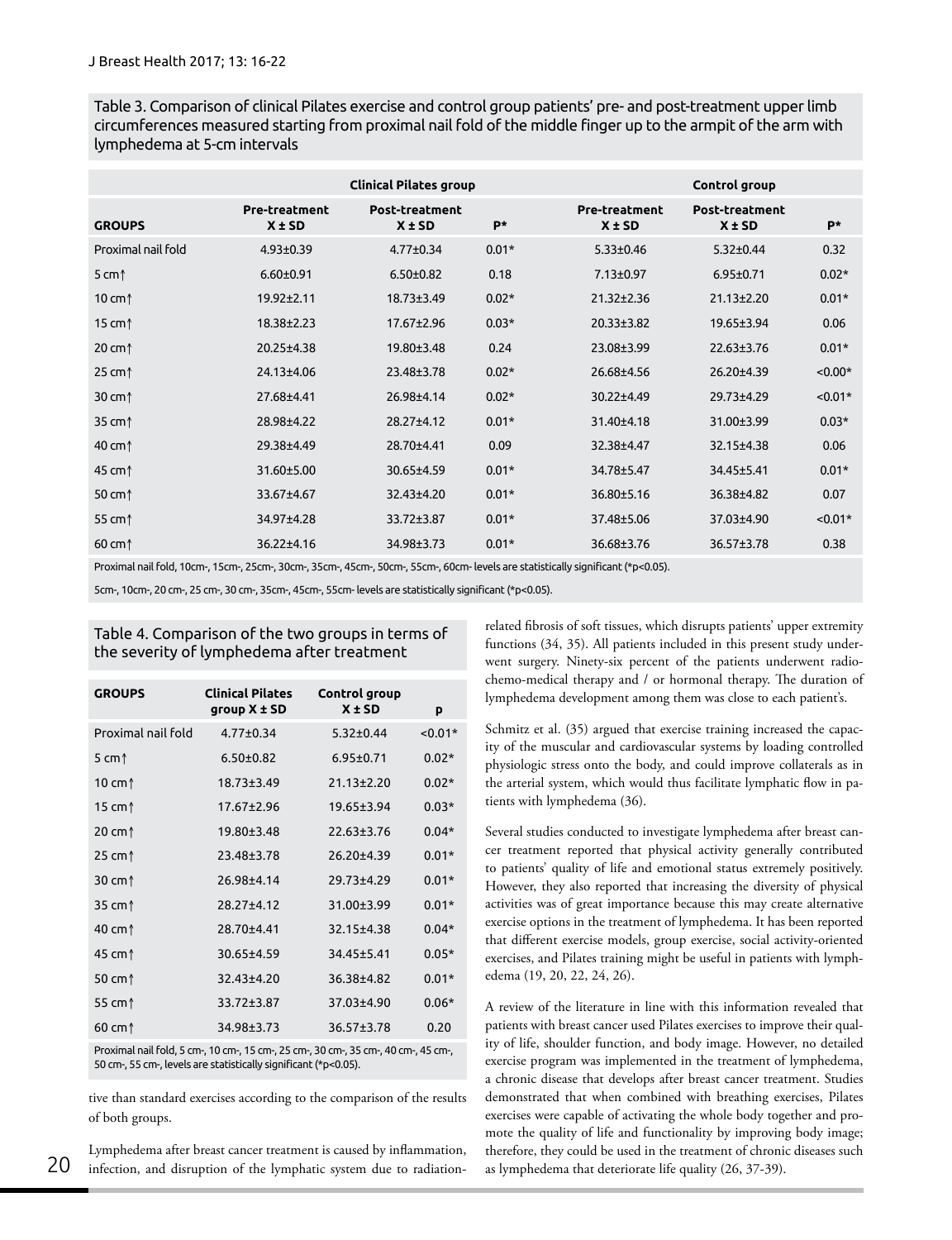Table 3. Comparison of clinical Pilates exercise and control group patients' pre- and post-treatment upper limb circumferences measured starting from proximal nail fold of the middle finger up to the armpit of the arm with lymphedema at 5-cm intervals

| | Clinical Pilates group | | | Control group | | |
|---|---|---|---|---|---|---|
| GROUPS | Pre-treatment X ± SD | Post-treatment X ± SD | P* | Pre-treatment X ± SD | Post-treatment X ± SD | P* |
| Proximal nail fold | 4.93±0.39 | 4.77±0.34 | 0.01* | 5.33±0.46 | 5.32±0.44 | 0.32 |
| 5 cm↑ | 6.60±0.91 | 6.50±0.82 | 0.18 | 7.13±0.97 | 6.95±0.71 | 0.02* |
| 10 cm↑ | 19.92±2.11 | 18.73±3.49 | 0.02* | 21.32±2.36 | 21.13±2.20 | 0.01* |
| 15 cm↑ | 18.38±2.23 | 17.67±2.96 | 0.03* | 20.33±3.82 | 19.65±3.94 | 0.06 |
| 20 cm↑ | 20.25±4.38 | 19.80±3.48 | 0.24 | 23.08±3.99 | 22.63±3.76 | 0.01* |
| 25 cm↑ | 24.13±4.06 | 23.48±3.78 | 0.02* | 26.68±4.56 | 26.20±4.39 | <0.00* |
| 30 cm↑ | 27.68±4.41 | 26.98±4.14 | 0.02* | 30.22±4.49 | 29.73±4.29 | <0.01* |
| 35 cm↑ | 28.98±4.22 | 28.27±4.12 | 0.01* | 31.40±4.18 | 31.00±3.99 | 0.03* |
| 40 cm↑ | 29.38±4.49 | 28.70±4.41 | 0.09 | 32.38±4.47 | 32.15±4.38 | 0.06 |
| 45 cm↑ | 31.60±5.00 | 30.65±4.59 | 0.01* | 34.78±5.47 | 34.45±5.41 | 0.01* |
| 50 cm↑ | 33.67±4.67 | 32.43±4.20 | 0.01* | 36.80±5.16 | 36.38±4.82 | 0.07 |
| 55 cm↑ | 34.97±4.28 | 33.72±3.87 | 0.01* | 37.48±5.06 | 37.03±4.90 | <0.01* |
| 60 cm↑ | 36.22±4.16 | 34.98±3.73 | 0.01* | 36.68±3.76 | 36.57±3.78 | 0.38 |

Proximal nail fold, 10cm-, 15cm-, 25cm-, 30cm-, 35cm-, 45cm-, 50cm-, 55cm-, 60cm- levels are statistically significant (*p<0.05).

5cm-, 10cm-, 20 cm-, 25 cm-, 30 cm-, 35cm-, 45cm-, 55cm- levels are statistically significant (*p<0.05).

Table 4. Comparison of the two groups in terms of the severity of lymphedema after treatment

| GROUPS | Clinical Pilates group X ± SD | Control group X ± SD | p |
|---|---|---|---|
| Proximal nail fold | 4.77±0.34 | 5.32±0.44 | <0.01* |
| 5 cm↑ | 6.50±0.82 | 6.95±0.71 | 0.02* |
| 10 cm↑ | 18.73±3.49 | 21.13±2.20 | 0.02* |
| 15 cm↑ | 17.67±2.96 | 19.65±3.94 | 0.03* |
| 20 cm↑ | 19.80±3.48 | 22.63±3.76 | 0.04* |
| 25 cm↑ | 23.48±3.78 | 26.20±4.39 | 0.01* |
| 30 cm↑ | 26.98±4.14 | 29.73±4.29 | 0.01* |
| 35 cm↑ | 28.27±4.12 | 31.00±3.99 | 0.01* |
| 40 cm↑ | 28.70±4.41 | 32.15±4.38 | 0.04* |
| 45 cm↑ | 30.65±4.59 | 34.45±5.41 | 0.05* |
| 50 cm↑ | 32.43±4.20 | 36.38±4.82 | 0.01* |
| 55 cm↑ | 33.72±3.87 | 37.03±4.90 | 0.06* |
| 60 cm↑ | 34.98±3.73 | 36.57±3.78 | 0.20 |

Proximal nail fold, 5 cm-, 10 cm-, 15 cm-, 25 cm-, 30 cm-, 35 cm-, 40 cm-, 45 cm-, 50 cm-, 55 cm-, levels are statistically significant (*p<0.05).

tive than standard exercises according to the comparison of the results of both groups.

Lymphedema after breast cancer treatment is caused by inflammation, infection, and disruption of the lymphatic system due to radiation-related fibrosis of soft tissues, which disrupts patients' upper extremity functions (34, 35). All patients included in this present study underwent surgery. Ninety-six percent of the patients underwent radio-chemo-medical therapy and / or hormonal therapy. The duration of lymphedema development among them was close to each patient's.

Schmitz et al. (35) argued that exercise training increased the capacity of the muscular and cardiovascular systems by loading controlled physiologic stress onto the body, and could improve collaterals as in the arterial system, which would thus facilitate lymphatic flow in patients with lymphedema (36).

Several studies conducted to investigate lymphedema after breast cancer treatment reported that physical activity generally contributed to patients' quality of life and emotional status extremely positively. However, they also reported that increasing the diversity of physical activities was of great importance because this may create alternative exercise options in the treatment of lymphedema. It has been reported that different exercise models, group exercise, social activity-oriented exercises, and Pilates training might be useful in patients with lymphedema (19, 20, 22, 24, 26).

A review of the literature in line with this information revealed that patients with breast cancer used Pilates exercises to improve their quality of life, shoulder function, and body image. However, no detailed exercise program was implemented in the treatment of lymphedema, a chronic disease that develops after breast cancer treatment. Studies demonstrated that when combined with breathing exercises, Pilates exercises were capable of activating the whole body together and promote the quality of life and functionality by improving body image; therefore, they could be used in the treatment of chronic diseases such as lymphedema that deteriorate life quality (26, 37-39).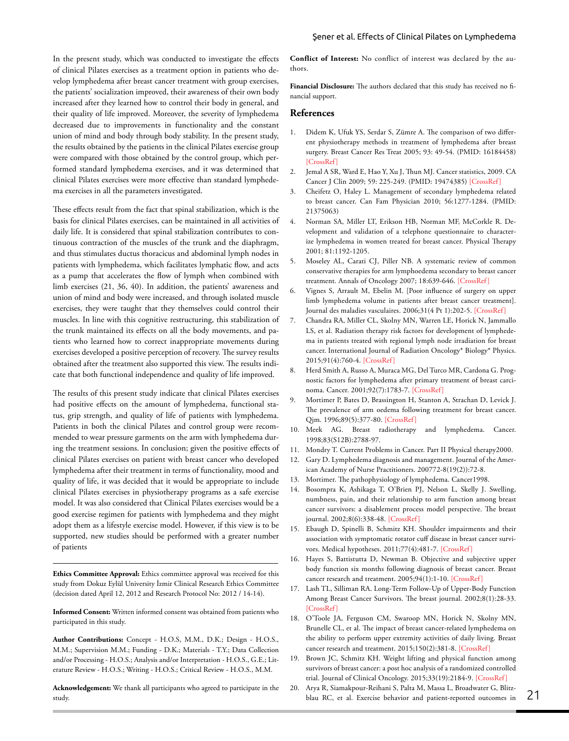In the present study, which was conducted to investigate the effects of clinical Pilates exercises as a treatment option in patients who develop lymphedema after breast cancer treatment with group exercises, the patients' socialization improved, their awareness of their own body increased after they learned how to control their body in general, and their quality of life improved. Moreover, the severity of lymphedema decreased due to improvements in functionality and the constant union of mind and body through body stability. In the present study, the results obtained by the patients in the clinical Pilates exercise group were compared with those obtained by the control group, which performed standard lymphedema exercises, and it was determined that clinical Pilates exercises were more effective than standard lymphedema exercises in all the parameters investigated.

These effects result from the fact that spinal stabilization, which is the basis for clinical Pilates exercises, can be maintained in all activities of daily life. It is considered that spinal stabilization contributes to continuous contraction of the muscles of the trunk and the diaphragm, and thus stimulates ductus thoracicus and abdominal lymph nodes in patients with lymphedema, which facilitates lymphatic flow, and acts as a pump that accelerates the flow of lymph when combined with limb exercises (21, 36, 40). In addition, the patients' awareness and union of mind and body were increased, and through isolated muscle exercises, they were taught that they themselves could control their muscles. In line with this cognitive restructuring, this stabilization of the trunk maintained its effects on all the body movements, and patients who learned how to correct inappropriate movements during exercises developed a positive perception of recovery. The survey results obtained after the treatment also supported this view. The results indicate that both functional independence and quality of life improved.

The results of this present study indicate that clinical Pilates exercises had positive effects on the amount of lymphedema, functional status, grip strength, and quality of life of patients with lymphedema. Patients in both the clinical Pilates and control group were recommended to wear pressure garments on the arm with lymphedema during the treatment sessions. In conclusion; given the positive effects of clinical Pilates exercises on patient with breast cancer who developed lymphedema after their treatment in terms of functionality, mood and quality of life, it was decided that it would be appropriate to include clinical Pilates exercises in physiotherapy programs as a safe exercise model. It was also considered that Clinical Pilates exercises would be a good exercise regimen for patients with lymphedema and they might adopt them as a lifestyle exercise model. However, if this view is to be supported, new studies should be performed with a greater number of patients

**Ethics Committee Approval:** Ethics committee approval was received for this study from Dokuz Eylül University İzmir Clinical Research Ethics Committee (decision dated April 12, 2012 and Research Protocol No: 2012 / 14-14).

**Informed Consent:** Written informed consent was obtained from patients who participated in this study.

**Author Contributions:** Concept - H.O.S, M.M., D.K.; Design - H.O.S., M.M.; Supervision M.M.; Funding - D.K.; Materials - T.Y.; Data Collection and/or Processing - H.O.S.; Analysis and/or Interpretation - H.O.S., G.E.; Literature Review - H.O.S.; Writing - H.O.S.; Critical Review - H.O.S., M.M.

**Acknowledgement:** We thank all participants who agreed to participate in the study.

**Conflict of Interest:** No conflict of interest was declared by the authors.

**Financial Disclosure:** The authors declared that this study has received no financial support.

## References

1. Didem K, Ufuk YS, Serdar S, Zümre A. The comparison of two different physiotherapy methods in treatment of lymphedema after breast surgery. Breast Cancer Res Treat 2005; 93: 49-54. (PMID: 16184458) [CrossRef]
2. Jemal A SR, Ward E, Hao Y, Xu J, Thun MJ. Cancer statistics, 2009. CA Cancer J Clin 2009; 59: 225-249. (PMID: 19474385) [CrossRef]
3. Cheifetz O, Haley L. Management of secondary lymphedema related to breast cancer. Can Fam Physician 2010; 56:1277-1284. (PMID: 21375063)
4. Norman SA, Miller LT, Erikson HB, Norman MF, McCorkle R. Development and validation of a telephone questionnaire to characterize lymphedema in women treated for breast cancer. Physical Therapy 2001; 81:1192-1205.
5. Moseley AL, Carati CJ, Piller NB. A systematic review of common conservative therapies for arm lymphoedema secondary to breast cancer treatment. Annals of Oncology 2007; 18:639-646. [CrossRef]
6. Vignes S, Arrault M, Ebelin M. [Poor influence of surgery on upper limb lymphedema volume in patients after breast cancer treatment]. Journal des maladies vasculaires. 2006;31(4 Pt 1):202-5. [CrossRef]
7. Chandra RA, Miller CL, Skolny MN, Warren LE, Horick N, Jammallo LS, et al. Radiation therapy risk factors for development of lymphedema in patients treated with regional lymph node irradiation for breast cancer. International Journal of Radiation Oncology* Biology* Physics. 2015;91(4):760-4. [CrossRef]
8. Herd Smith A, Russo A, Muraca MG, Del Turco MR, Cardona G. Prognostic factors for lymphedema after primary treatment of breast carcinoma. Cancer. 2001;92(7):1783-7. [CrossRef]
9. Mortimer P, Bates D, Brassington H, Stanton A, Strachan D, Levick J. The prevalence of arm oedema following treatment for breast cancer. Qjm. 1996;89(5):377-80. [CrossRef]
10. Meek AG. Breast radiotherapy and lymphedema. Cancer. 1998;83(S12B):2788-97.
11. Mondry T. Current Problems in Cancer. Part II Physical therapy2000.
12. Gary D. Lymphedema diagnosis and management. Journal of the American Academy of Nurse Practitioners. 200772-8(19(2)):72-8.
13. Mortimer. The pathophysiology of lymphedema. Cancer1998.
14. Bosompra K, Ashikaga T, O'Brien PJ, Nelson L, Skelly J. Swelling, numbness, pain, and their relationship to arm function among breast cancer survivors: a disablement process model perspective. The breast journal. 2002;8(6):338-48. [CrossRef]
15. Ebaugh D, Spinelli B, Schmitz KH. Shoulder impairments and their association with symptomatic rotator cuff disease in breast cancer survivors. Medical hypotheses. 2011;77(4):481-7. [CrossRef]
16. Hayes S, Battistutta D, Newman B. Objective and subjective upper body function six months following diagnosis of breast cancer. Breast cancer research and treatment. 2005;94(1):1-10. [CrossRef]
17. Lash TL, Silliman RA. Long-Term Follow-Up of Upper-Body Function Among Breast Cancer Survivors. The breast journal. 2002;8(1):28-33. [CrossRef]
18. O'Toole JA, Ferguson CM, Swaroop MN, Horick N, Skolny MN, Brunelle CL, et al. The impact of breast cancer-related lymphedema on the ability to perform upper extremity activities of daily living. Breast cancer research and treatment. 2015;150(2):381-8. [CrossRef]
19. Brown JC, Schmitz KH. Weight lifting and physical function among survivors of breast cancer: a post hoc analysis of a randomized controlled trial. Journal of Clinical Oncology. 2015;33(19):2184-9. [CrossRef]
20. Arya R, Siamakpour-Reihani S, Palta M, Massa L, Broadwater G, Blitzblau RC, et al. Exercise behavior and patient-reported outcomes in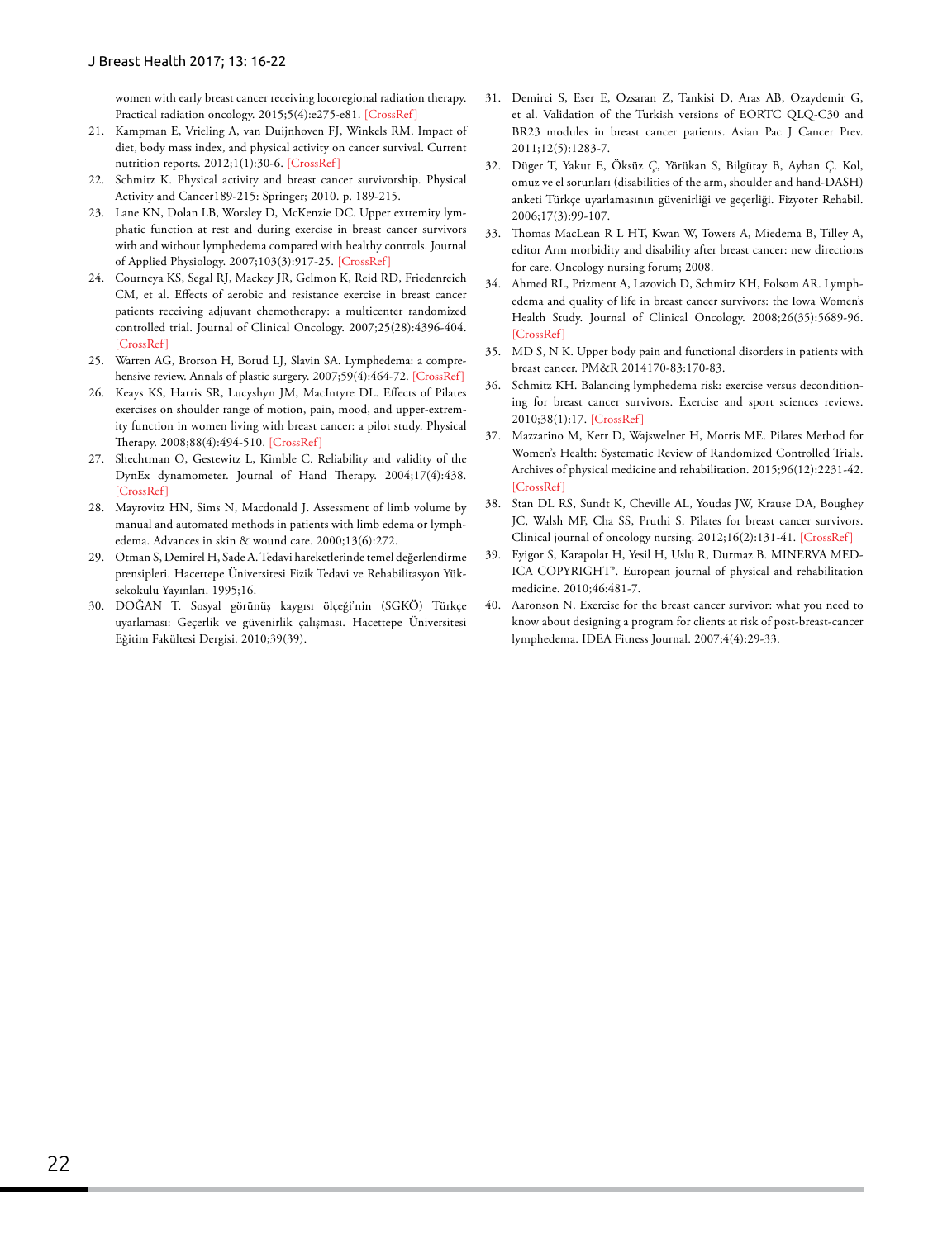women with early breast cancer receiving locoregional radiation therapy. Practical radiation oncology. 2015;5(4):e275-e81. [CrossRef]

21. Kampman E, Vrieling A, van Duijnhoven FJ, Winkels RM. Impact of diet, body mass index, and physical activity on cancer survival. Current nutrition reports. 2012;1(1):30-6. [CrossRef]
22. Schmitz K. Physical activity and breast cancer survivorship. Physical Activity and Cancer189-215: Springer; 2010. p. 189-215.
23. Lane KN, Dolan LB, Worsley D, McKenzie DC. Upper extremity lymphatic function at rest and during exercise in breast cancer survivors with and without lymphedema compared with healthy controls. Journal of Applied Physiology. 2007;103(3):917-25. [CrossRef]
24. Courneya KS, Segal RJ, Mackey JR, Gelmon K, Reid RD, Friedenreich CM, et al. Effects of aerobic and resistance exercise in breast cancer patients receiving adjuvant chemotherapy: a multicenter randomized controlled trial. Journal of Clinical Oncology. 2007;25(28):4396-404. [CrossRef]
25. Warren AG, Brorson H, Borud LJ, Slavin SA. Lymphedema: a comprehensive review. Annals of plastic surgery. 2007;59(4):464-72. [CrossRef]
26. Keays KS, Harris SR, Lucyshyn JM, MacIntyre DL. Effects of Pilates exercises on shoulder range of motion, pain, mood, and upper-extremity function in women living with breast cancer: a pilot study. Physical Therapy. 2008;88(4):494-510. [CrossRef]
27. Shechtman O, Gestewitz L, Kimble C. Reliability and validity of the DynEx dynamometer. Journal of Hand Therapy. 2004;17(4):438. [CrossRef]
28. Mayrovitz HN, Sims N, Macdonald J. Assessment of limb volume by manual and automated methods in patients with limb edema or lymphedema. Advances in skin & wound care. 2000;13(6):272.
29. Otman S, Demirel H, Sade A. Tedavi hareketlerinde temel değerlendirme prensipleri. Hacettepe Üniversitesi Fizik Tedavi ve Rehabilitasyon Yüksekokulu Yayınları. 1995;16.
30. DOĞAN T. Sosyal görünüş kaygısı ölçeği'nin (SGKÖ) Türkçe uyarlaması: Geçerlik ve güvenirlik çalışması. Hacettepe Üniversitesi Eğitim Fakültesi Dergisi. 2010;39(39).
31. Demirci S, Eser E, Ozsaran Z, Tankisi D, Aras AB, Ozaydemir G, et al. Validation of the Turkish versions of EORTC QLQ-C30 and BR23 modules in breast cancer patients. Asian Pac J Cancer Prev. 2011;12(5):1283-7.
32. Düger T, Yakut E, Öksüz Ç, Yörükan S, Bilgütay B, Ayhan Ç. Kol, omuz ve el sorunları (disabilities of the arm, shoulder and hand-DASH) anketi Türkçe uyarlamasının güvenirliği ve geçerliği. Fizyoter Rehabil. 2006;17(3):99-107.
33. Thomas MacLean R L HT, Kwan W, Towers A, Miedema B, Tilley A, editor Arm morbidity and disability after breast cancer: new directions for care. Oncology nursing forum; 2008.
34. Ahmed RL, Prizment A, Lazovich D, Schmitz KH, Folsom AR. Lymphedema and quality of life in breast cancer survivors: the Iowa Women's Health Study. Journal of Clinical Oncology. 2008;26(35):5689-96. [CrossRef]
35. MD S, N K. Upper body pain and functional disorders in patients with breast cancer. PM&R 2014170-83:170-83.
36. Schmitz KH. Balancing lymphedema risk: exercise versus deconditioning for breast cancer survivors. Exercise and sport sciences reviews. 2010;38(1):17. [CrossRef]
37. Mazzarino M, Kerr D, Wajswelner H, Morris ME. Pilates Method for Women's Health: Systematic Review of Randomized Controlled Trials. Archives of physical medicine and rehabilitation. 2015;96(12):2231-42. [CrossRef]
38. Stan DL RS, Sundt K, Cheville AL, Youdas JW, Krause DA, Boughey JC, Walsh MF, Cha SS, Pruthi S. Pilates for breast cancer survivors. Clinical journal of oncology nursing. 2012;16(2):131-41. [CrossRef]
39. Eyigor S, Karapolat H, Yesil H, Uslu R, Durmaz B. MINERVA MEDICA COPYRIGHT®. European journal of physical and rehabilitation medicine. 2010;46:481-7.
40. Aaronson N. Exercise for the breast cancer survivor: what you need to know about designing a program for clients at risk of post-breast-cancer lymphedema. IDEA Fitness Journal. 2007;4(4):29-33.